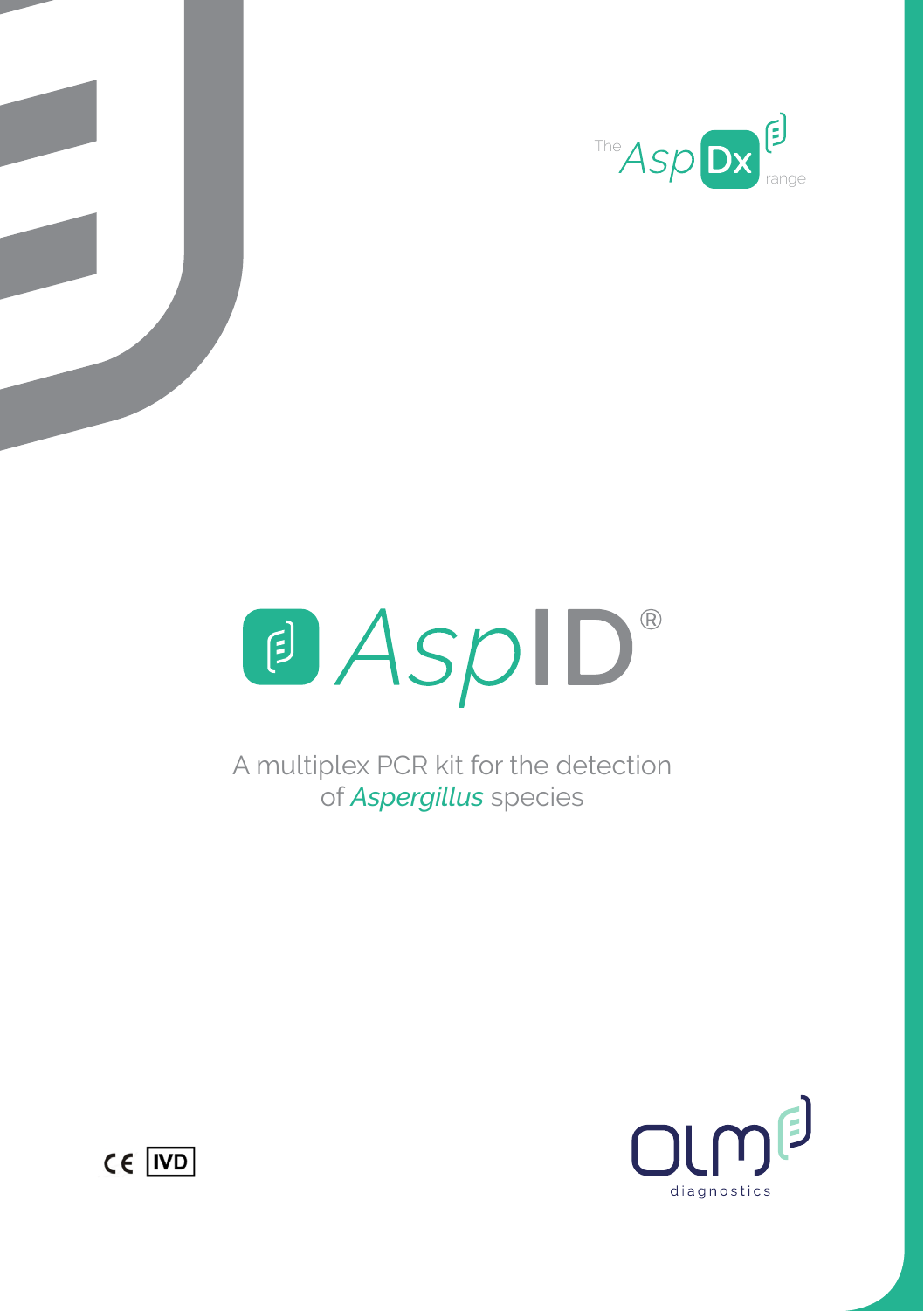The AspDx range

# AspID®

A multiplex PCR kit for the detection of *Aspergillus* species

CE IVD

OLM diagnostics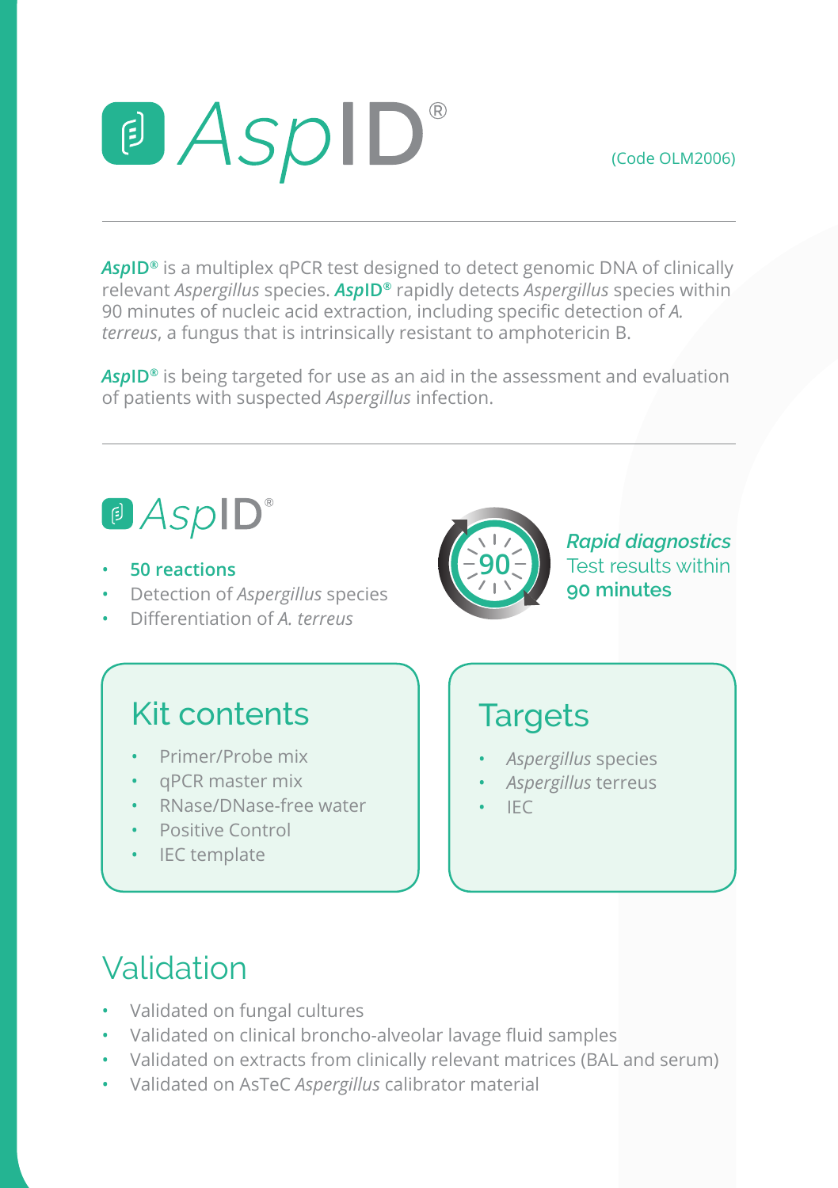# *Asp*ID®

(Code OLM2006)

***Asp*ID®** is a multiplex qPCR test designed to detect genomic DNA of clinically relevant *Aspergillus* species. ***Asp*ID®** rapidly detects *Aspergillus* species within 90 minutes of nucleic acid extraction, including specific detection of *A. terreus*, a fungus that is intrinsically resistant to amphotericin B.

***Asp*ID®** is being targeted for use as an aid in the assessment and evaluation of patients with suspected *Aspergillus* infection.

## *Asp*ID®

- **50 reactions**
- Detection of *Aspergillus* species
- Differentiation of *A. terreus*

90

***Rapid diagnostics***
Test results within
**90 minutes**

## Kit contents

- Primer/Probe mix
- qPCR master mix
- RNase/DNase-free water
- Positive Control
- IEC template

## Targets

- *Aspergillus* species
- *Aspergillus* terreus
- IEC

## Validation

- Validated on fungal cultures
- Validated on clinical broncho-alveolar lavage fluid samples
- Validated on extracts from clinically relevant matrices (BAL and serum)
- Validated on AsTeC *Aspergillus* calibrator material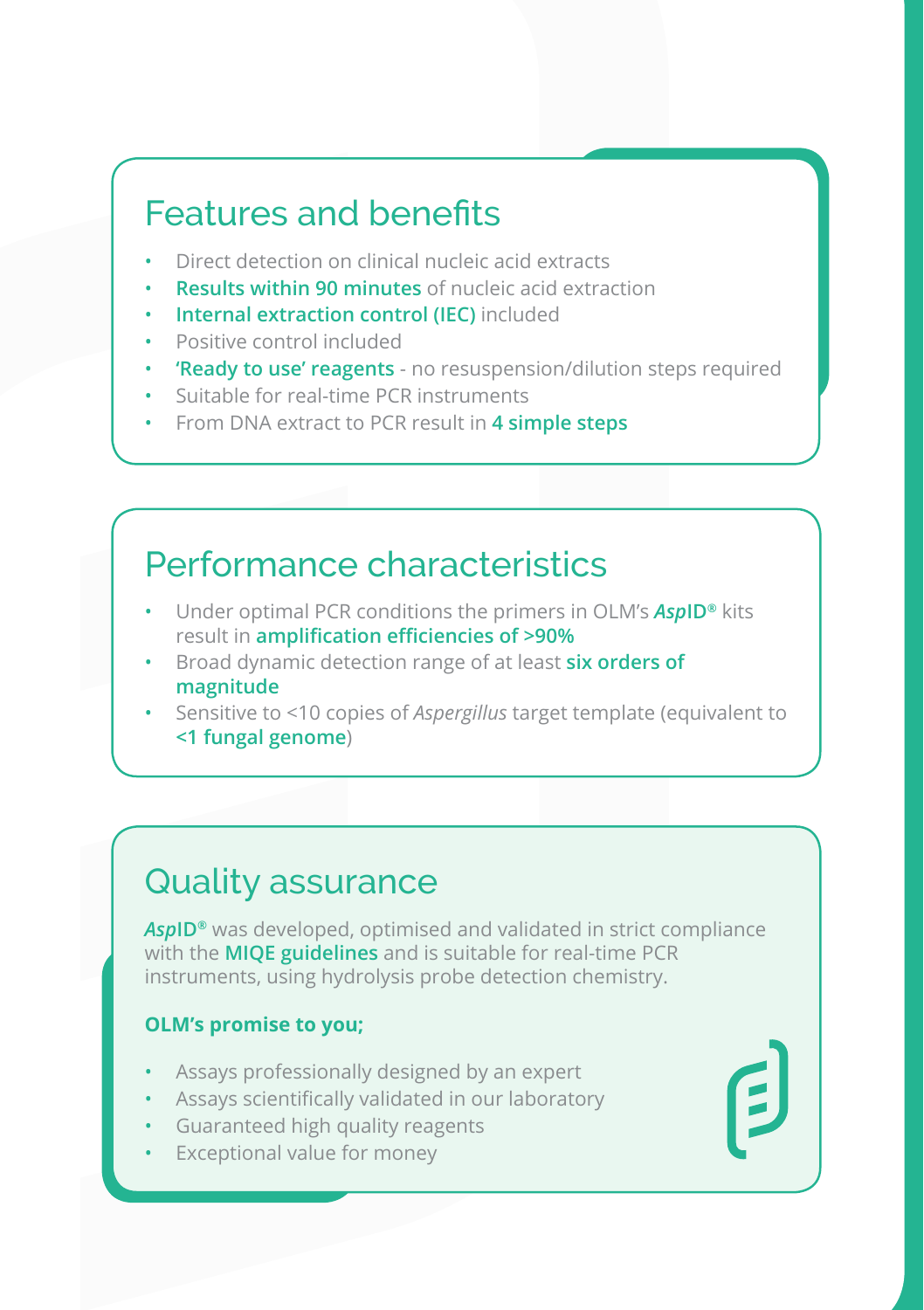## Features and benefits

- Direct detection on clinical nucleic acid extracts
- **Results within 90 minutes** of nucleic acid extraction
- **Internal extraction control (IEC)** included
- Positive control included
- **'Ready to use' reagents** - no resuspension/dilution steps required
- Suitable for real-time PCR instruments
- From DNA extract to PCR result in **4 simple steps**

## Performance characteristics

- Under optimal PCR conditions the primers in OLM's ***Asp*ID®** kits result in **amplification efficiencies of >90%**
- Broad dynamic detection range of at least **six orders of magnitude**
- Sensitive to <10 copies of *Aspergillus* target template (equivalent to **<1 fungal genome**)

## Quality assurance

***Asp*ID®** was developed, optimised and validated in strict compliance with the **MIQE guidelines** and is suitable for real-time PCR instruments, using hydrolysis probe detection chemistry.

**OLM's promise to you;**

- Assays professionally designed by an expert
- Assays scientifically validated in our laboratory
- Guaranteed high quality reagents
- Exceptional value for money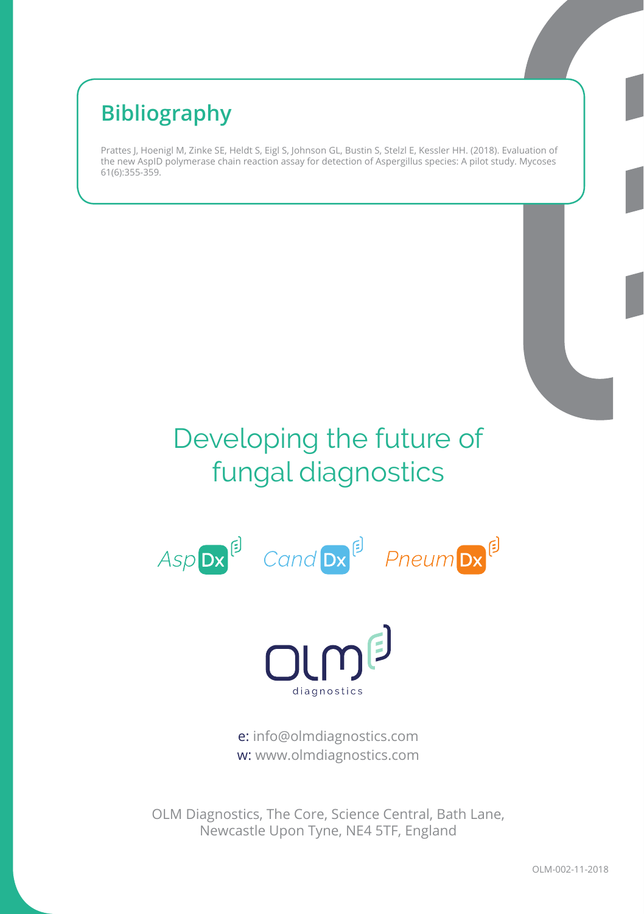## Bibliography

Prattes J, Hoenigl M, Zinke SE, Heldt S, Eigl S, Johnson GL, Bustin S, Stelzl E, Kessler HH. (2018). Evaluation of the new AspID polymerase chain reaction assay for detection of Aspergillus species: A pilot study. Mycoses 61(6):355-359.

Developing the future of fungal diagnostics

AspDx CandDx PneumDx

olm diagnostics

e: info@olmdiagnostics.com
w: www.olmdiagnostics.com

OLM Diagnostics, The Core, Science Central, Bath Lane, Newcastle Upon Tyne, NE4 5TF, England

OLM-002-11-2018